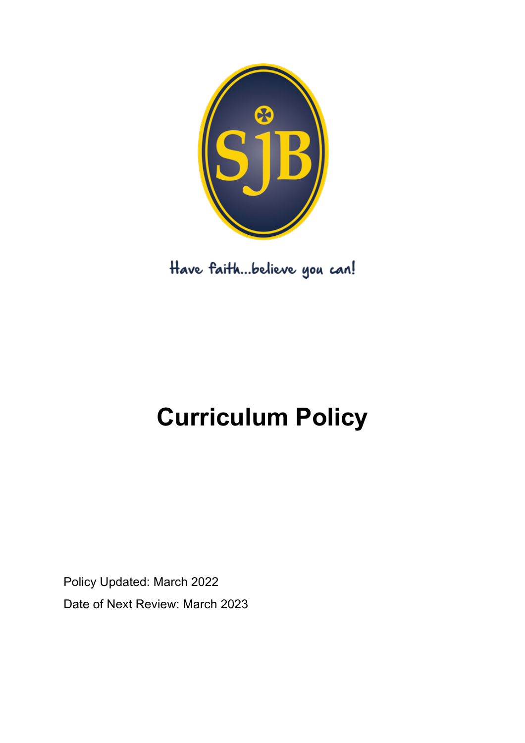SJB

Have faith...believe you can!

# Curriculum Policy

Policy Updated: March 2022

Date of Next Review: March 2023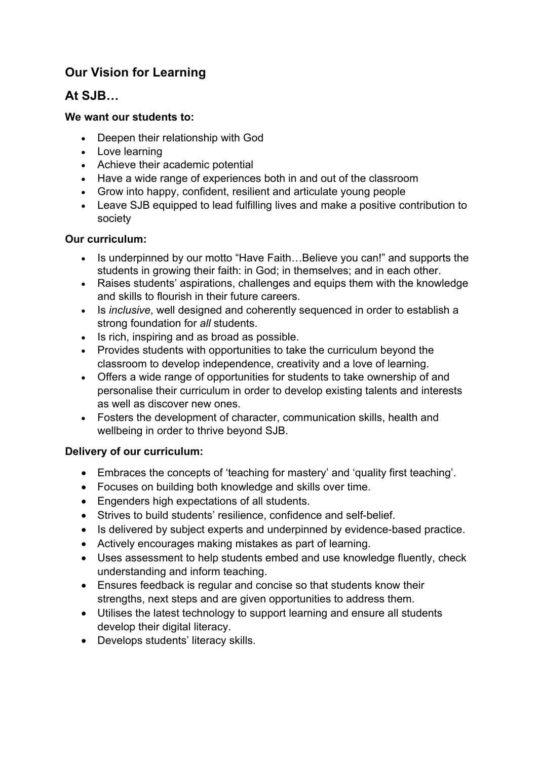## Our Vision for Learning

## At SJB…

**We want our students to:**

- Deepen their relationship with God
- Love learning
- Achieve their academic potential
- Have a wide range of experiences both in and out of the classroom
- Grow into happy, confident, resilient and articulate young people
- Leave SJB equipped to lead fulfilling lives and make a positive contribution to society

**Our curriculum:**

- Is underpinned by our motto "Have Faith…Believe you can!" and supports the students in growing their faith: in God; in themselves; and in each other.
- Raises students' aspirations, challenges and equips them with the knowledge and skills to flourish in their future careers.
- Is *inclusive*, well designed and coherently sequenced in order to establish a strong foundation for *all* students.
- Is rich, inspiring and as broad as possible.
- Provides students with opportunities to take the curriculum beyond the classroom to develop independence, creativity and a love of learning.
- Offers a wide range of opportunities for students to take ownership of and personalise their curriculum in order to develop existing talents and interests as well as discover new ones.
- Fosters the development of character, communication skills, health and wellbeing in order to thrive beyond SJB.

**Delivery of our curriculum:**

- Embraces the concepts of 'teaching for mastery' and 'quality first teaching'.
- Focuses on building both knowledge and skills over time.
- Engenders high expectations of all students.
- Strives to build students' resilience, confidence and self-belief.
- Is delivered by subject experts and underpinned by evidence-based practice.
- Actively encourages making mistakes as part of learning.
- Uses assessment to help students embed and use knowledge fluently, check understanding and inform teaching.
- Ensures feedback is regular and concise so that students know their strengths, next steps and are given opportunities to address them.
- Utilises the latest technology to support learning and ensure all students develop their digital literacy.
- Develops students' literacy skills.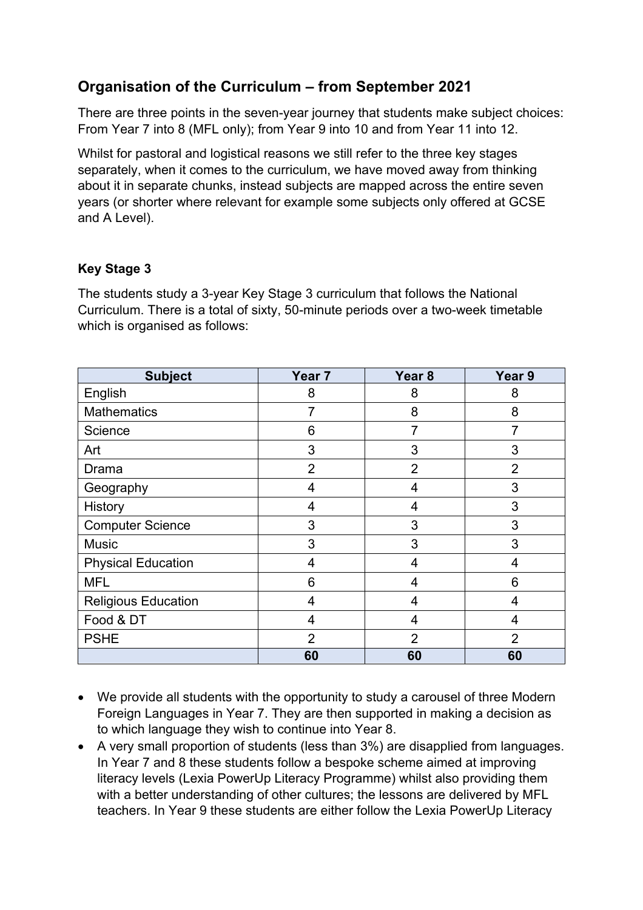## Organisation of the Curriculum – from September 2021

There are three points in the seven-year journey that students make subject choices: From Year 7 into 8 (MFL only); from Year 9 into 10 and from Year 11 into 12.

Whilst for pastoral and logistical reasons we still refer to the three key stages separately, when it comes to the curriculum, we have moved away from thinking about it in separate chunks, instead subjects are mapped across the entire seven years (or shorter where relevant for example some subjects only offered at GCSE and A Level).

### Key Stage 3

The students study a 3-year Key Stage 3 curriculum that follows the National Curriculum. There is a total of sixty, 50-minute periods over a two-week timetable which is organised as follows:

| Subject | Year 7 | Year 8 | Year 9 |
| --- | --- | --- | --- |
| English | 8 | 8 | 8 |
| Mathematics | 7 | 8 | 8 |
| Science | 6 | 7 | 7 |
| Art | 3 | 3 | 3 |
| Drama | 2 | 2 | 2 |
| Geography | 4 | 4 | 3 |
| History | 4 | 4 | 3 |
| Computer Science | 3 | 3 | 3 |
| Music | 3 | 3 | 3 |
| Physical Education | 4 | 4 | 4 |
| MFL | 6 | 4 | 6 |
| Religious Education | 4 | 4 | 4 |
| Food & DT | 4 | 4 | 4 |
| PSHE | 2 | 2 | 2 |
| | **60** | **60** | **60** |

- We provide all students with the opportunity to study a carousel of three Modern Foreign Languages in Year 7. They are then supported in making a decision as to which language they wish to continue into Year 8.
- A very small proportion of students (less than 3%) are disapplied from languages. In Year 7 and 8 these students follow a bespoke scheme aimed at improving literacy levels (Lexia PowerUp Literacy Programme) whilst also providing them with a better understanding of other cultures; the lessons are delivered by MFL teachers. In Year 9 these students are either follow the Lexia PowerUp Literacy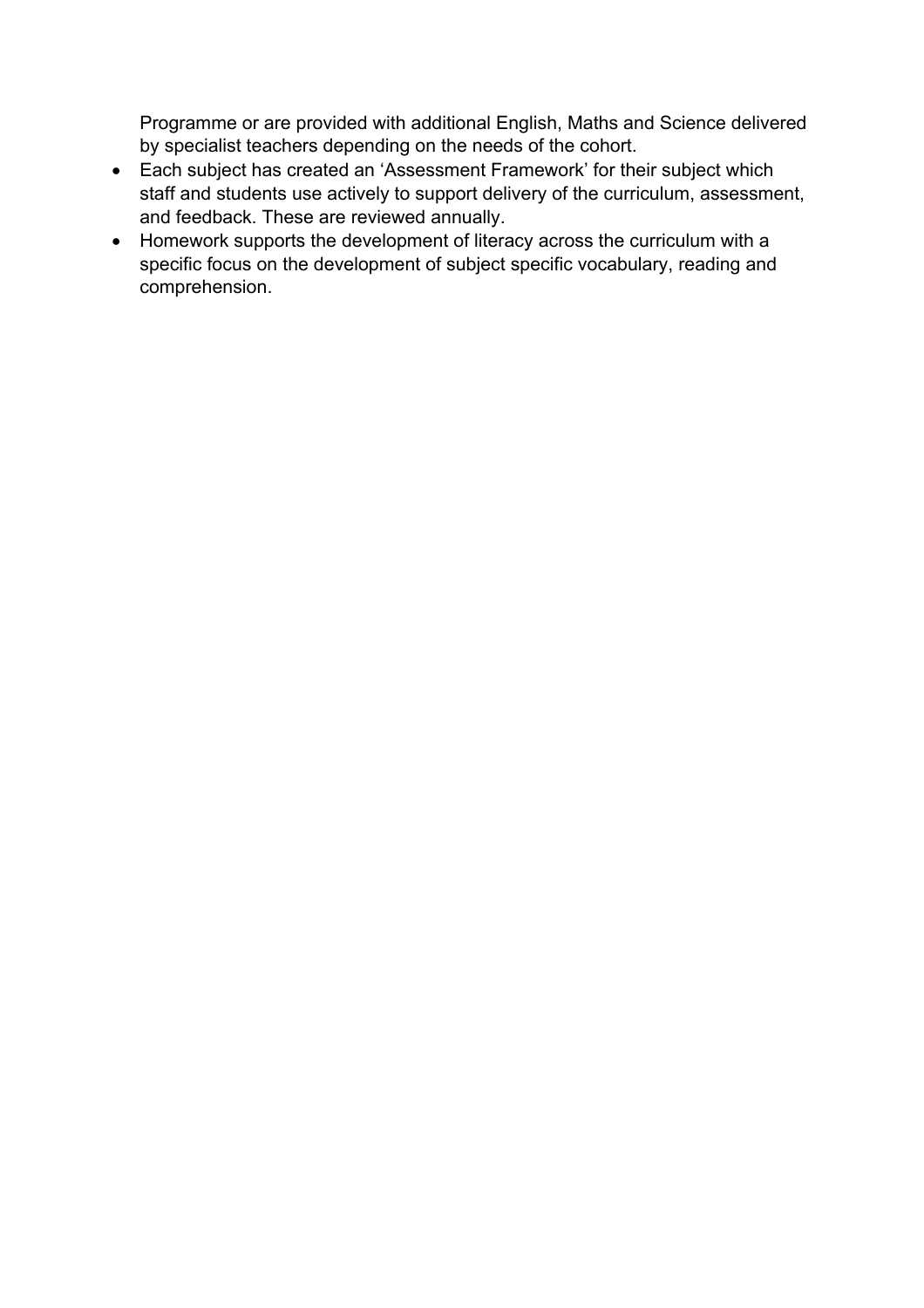Programme or are provided with additional English, Maths and Science delivered by specialist teachers depending on the needs of the cohort.

- Each subject has created an 'Assessment Framework' for their subject which staff and students use actively to support delivery of the curriculum, assessment, and feedback. These are reviewed annually.
- Homework supports the development of literacy across the curriculum with a specific focus on the development of subject specific vocabulary, reading and comprehension.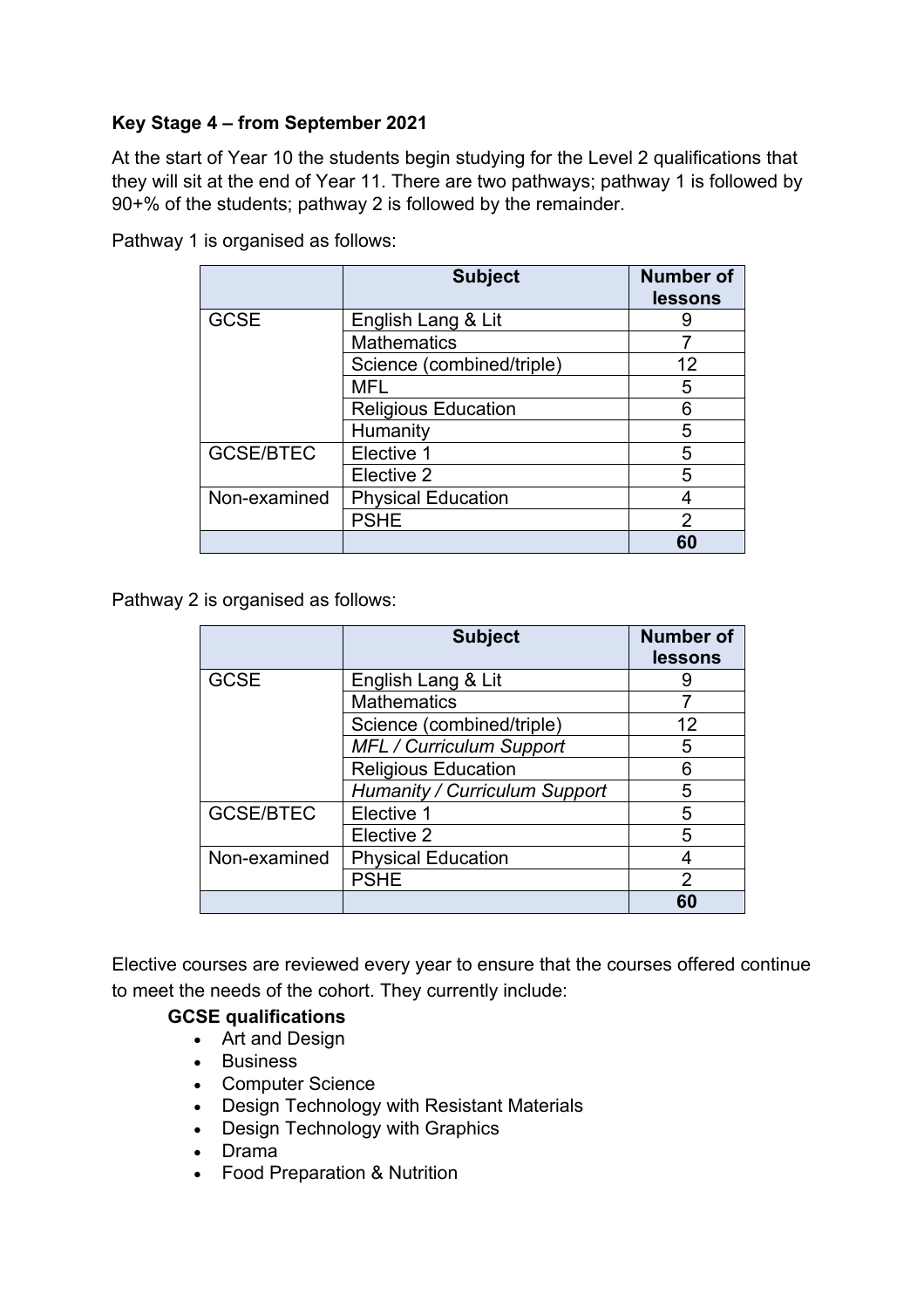**Key Stage 4 – from September 2021**

At the start of Year 10 the students begin studying for the Level 2 qualifications that they will sit at the end of Year 11. There are two pathways; pathway 1 is followed by 90+% of the students; pathway 2 is followed by the remainder.

Pathway 1 is organised as follows:

| | Subject | Number of lessons |
|---|---|---|
| GCSE | English Lang & Lit | 9 |
| | Mathematics | 7 |
| | Science (combined/triple) | 12 |
| | MFL | 5 |
| | Religious Education | 6 |
| | Humanity | 5 |
| GCSE/BTEC | Elective 1 | 5 |
| | Elective 2 | 5 |
| Non-examined | Physical Education | 4 |
| | PSHE | 2 |
| | | **60** |

Pathway 2 is organised as follows:

| | Subject | Number of lessons |
|---|---|---|
| GCSE | English Lang & Lit | 9 |
| | Mathematics | 7 |
| | Science (combined/triple) | 12 |
| | *MFL / Curriculum Support* | 5 |
| | Religious Education | 6 |
| | *Humanity / Curriculum Support* | 5 |
| GCSE/BTEC | Elective 1 | 5 |
| | Elective 2 | 5 |
| Non-examined | Physical Education | 4 |
| | PSHE | 2 |
| | | **60** |

Elective courses are reviewed every year to ensure that the courses offered continue to meet the needs of the cohort. They currently include:

**GCSE qualifications**

- Art and Design
- Business
- Computer Science
- Design Technology with Resistant Materials
- Design Technology with Graphics
- Drama
- Food Preparation & Nutrition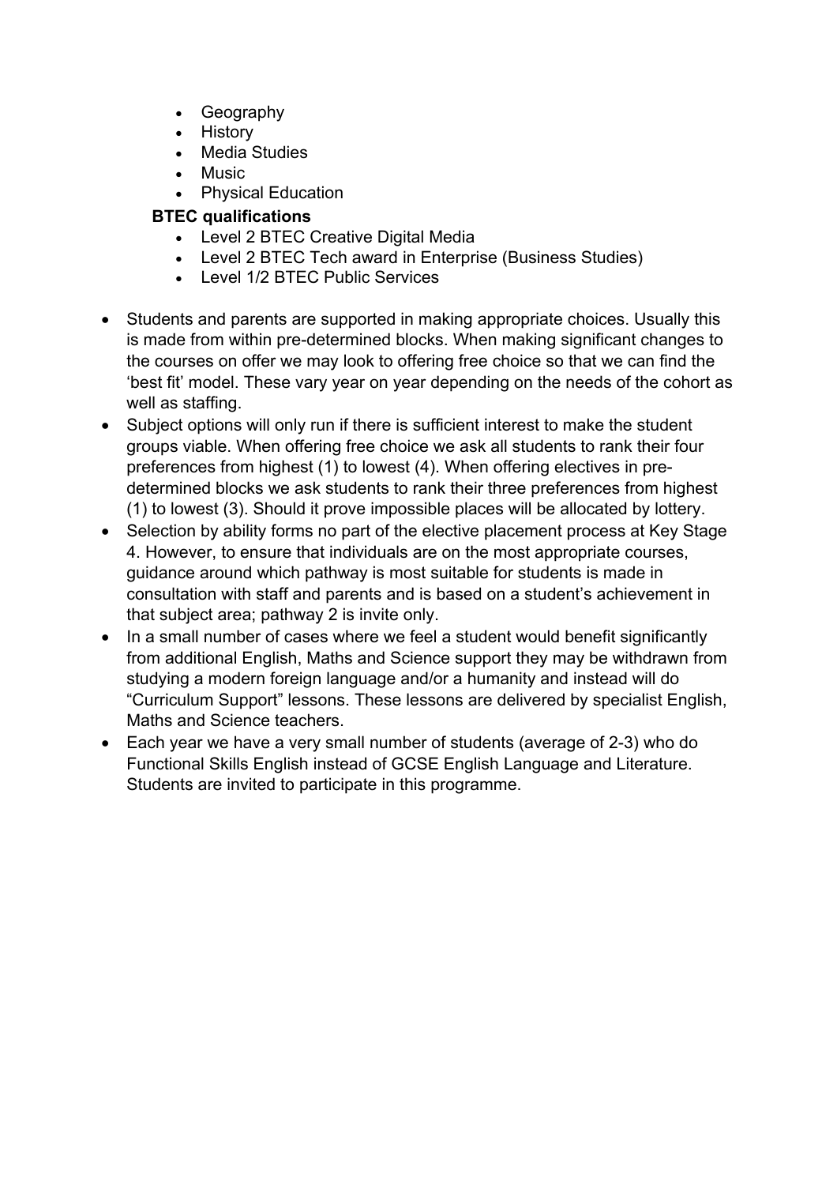- Geography
- History
- Media Studies
- Music
- Physical Education

**BTEC qualifications**

- Level 2 BTEC Creative Digital Media
- Level 2 BTEC Tech award in Enterprise (Business Studies)
- Level 1/2 BTEC Public Services

- Students and parents are supported in making appropriate choices. Usually this is made from within pre-determined blocks. When making significant changes to the courses on offer we may look to offering free choice so that we can find the 'best fit' model. These vary year on year depending on the needs of the cohort as well as staffing.
- Subject options will only run if there is sufficient interest to make the student groups viable. When offering free choice we ask all students to rank their four preferences from highest (1) to lowest (4). When offering electives in pre-determined blocks we ask students to rank their three preferences from highest (1) to lowest (3). Should it prove impossible places will be allocated by lottery.
- Selection by ability forms no part of the elective placement process at Key Stage 4. However, to ensure that individuals are on the most appropriate courses, guidance around which pathway is most suitable for students is made in consultation with staff and parents and is based on a student's achievement in that subject area; pathway 2 is invite only.
- In a small number of cases where we feel a student would benefit significantly from additional English, Maths and Science support they may be withdrawn from studying a modern foreign language and/or a humanity and instead will do "Curriculum Support" lessons. These lessons are delivered by specialist English, Maths and Science teachers.
- Each year we have a very small number of students (average of 2-3) who do Functional Skills English instead of GCSE English Language and Literature. Students are invited to participate in this programme.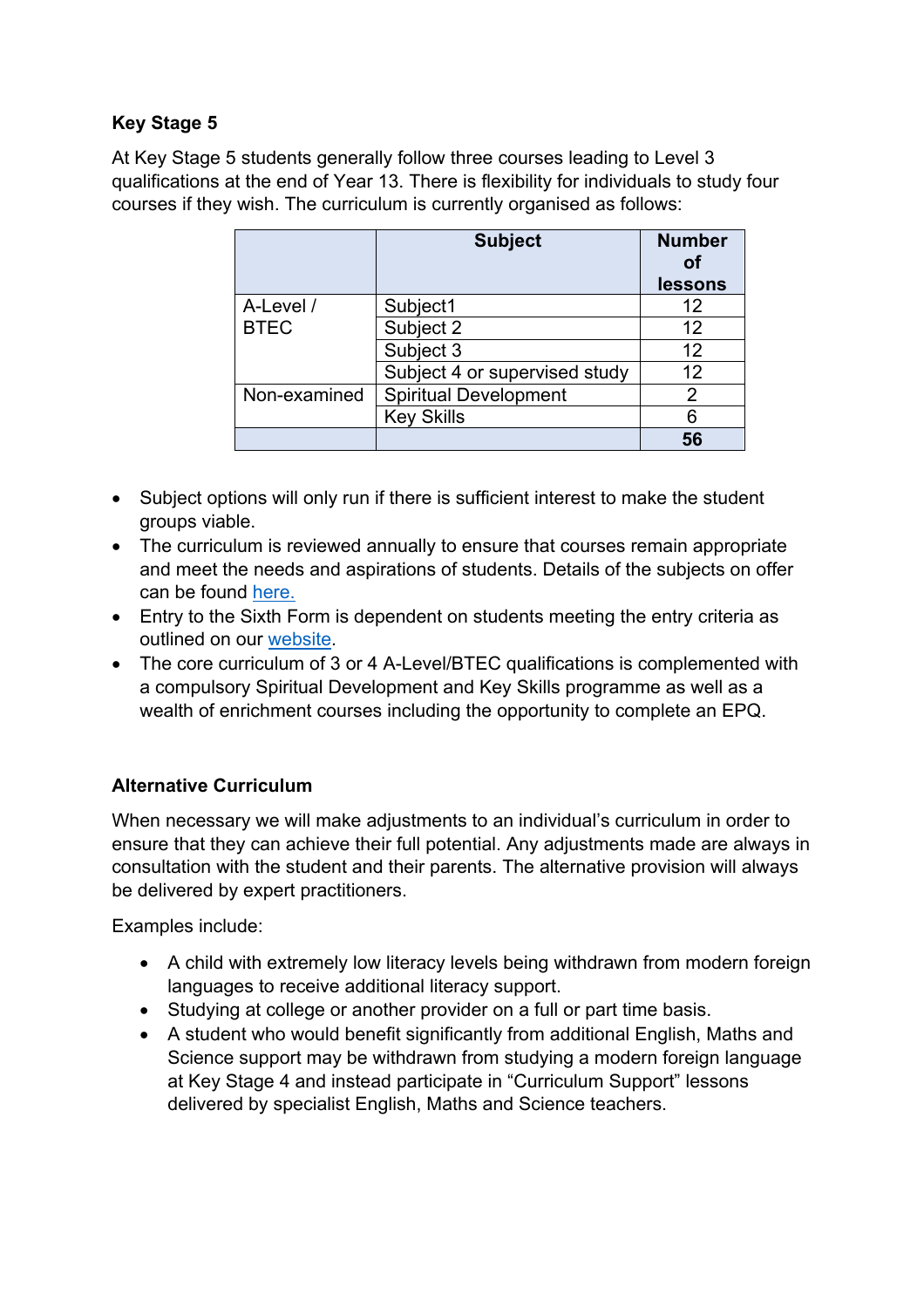**Key Stage 5**

At Key Stage 5 students generally follow three courses leading to Level 3 qualifications at the end of Year 13. There is flexibility for individuals to study four courses if they wish. The curriculum is currently organised as follows:

| | Subject | Number of lessons |
|---|---|---|
| A-Level / BTEC | Subject1 | 12 |
| | Subject 2 | 12 |
| | Subject 3 | 12 |
| | Subject 4 or supervised study | 12 |
| Non-examined | Spiritual Development | 2 |
| | Key Skills | 6 |
| | | **56** |

- Subject options will only run if there is sufficient interest to make the student groups viable.
- The curriculum is reviewed annually to ensure that courses remain appropriate and meet the needs and aspirations of students. Details of the subjects on offer can be found here.
- Entry to the Sixth Form is dependent on students meeting the entry criteria as outlined on our website.
- The core curriculum of 3 or 4 A-Level/BTEC qualifications is complemented with a compulsory Spiritual Development and Key Skills programme as well as a wealth of enrichment courses including the opportunity to complete an EPQ.

**Alternative Curriculum**

When necessary we will make adjustments to an individual's curriculum in order to ensure that they can achieve their full potential. Any adjustments made are always in consultation with the student and their parents. The alternative provision will always be delivered by expert practitioners.

Examples include:

- A child with extremely low literacy levels being withdrawn from modern foreign languages to receive additional literacy support.
- Studying at college or another provider on a full or part time basis.
- A student who would benefit significantly from additional English, Maths and Science support may be withdrawn from studying a modern foreign language at Key Stage 4 and instead participate in "Curriculum Support" lessons delivered by specialist English, Maths and Science teachers.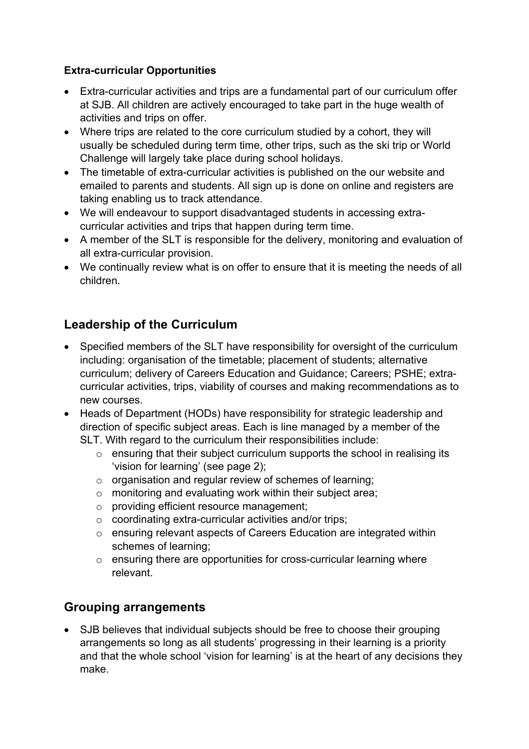**Extra-curricular Opportunities**

- Extra-curricular activities and trips are a fundamental part of our curriculum offer at SJB. All children are actively encouraged to take part in the huge wealth of activities and trips on offer.
- Where trips are related to the core curriculum studied by a cohort, they will usually be scheduled during term time, other trips, such as the ski trip or World Challenge will largely take place during school holidays.
- The timetable of extra-curricular activities is published on the our website and emailed to parents and students. All sign up is done on online and registers are taking enabling us to track attendance.
- We will endeavour to support disadvantaged students in accessing extra-curricular activities and trips that happen during term time.
- A member of the SLT is responsible for the delivery, monitoring and evaluation of all extra-curricular provision.
- We continually review what is on offer to ensure that it is meeting the needs of all children.

## Leadership of the Curriculum

- Specified members of the SLT have responsibility for oversight of the curriculum including: organisation of the timetable; placement of students; alternative curriculum; delivery of Careers Education and Guidance; Careers; PSHE; extra-curricular activities, trips, viability of courses and making recommendations as to new courses.
- Heads of Department (HODs) have responsibility for strategic leadership and direction of specific subject areas. Each is line managed by a member of the SLT. With regard to the curriculum their responsibilities include:
  - ensuring that their subject curriculum supports the school in realising its 'vision for learning' (see page 2);
  - organisation and regular review of schemes of learning;
  - monitoring and evaluating work within their subject area;
  - providing efficient resource management;
  - coordinating extra-curricular activities and/or trips;
  - ensuring relevant aspects of Careers Education are integrated within schemes of learning;
  - ensuring there are opportunities for cross-curricular learning where relevant.

## Grouping arrangements

- SJB believes that individual subjects should be free to choose their grouping arrangements so long as all students' progressing in their learning is a priority and that the whole school 'vision for learning' is at the heart of any decisions they make.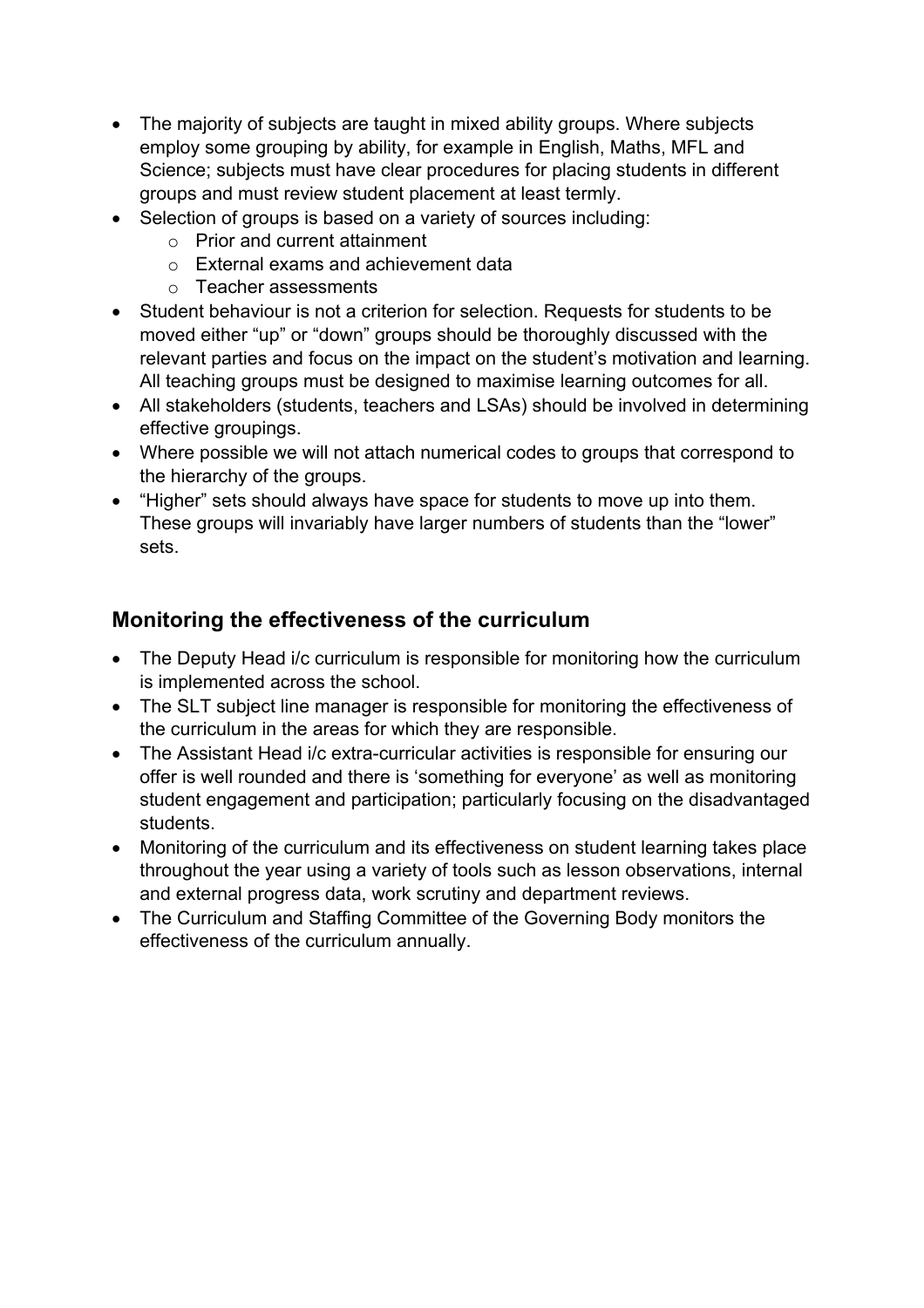- The majority of subjects are taught in mixed ability groups. Where subjects employ some grouping by ability, for example in English, Maths, MFL and Science; subjects must have clear procedures for placing students in different groups and must review student placement at least termly.
- Selection of groups is based on a variety of sources including:
  - Prior and current attainment
  - External exams and achievement data
  - Teacher assessments
- Student behaviour is not a criterion for selection. Requests for students to be moved either "up" or "down" groups should be thoroughly discussed with the relevant parties and focus on the impact on the student's motivation and learning. All teaching groups must be designed to maximise learning outcomes for all.
- All stakeholders (students, teachers and LSAs) should be involved in determining effective groupings.
- Where possible we will not attach numerical codes to groups that correspond to the hierarchy of the groups.
- "Higher" sets should always have space for students to move up into them. These groups will invariably have larger numbers of students than the "lower" sets.

## Monitoring the effectiveness of the curriculum

- The Deputy Head i/c curriculum is responsible for monitoring how the curriculum is implemented across the school.
- The SLT subject line manager is responsible for monitoring the effectiveness of the curriculum in the areas for which they are responsible.
- The Assistant Head i/c extra-curricular activities is responsible for ensuring our offer is well rounded and there is 'something for everyone' as well as monitoring student engagement and participation; particularly focusing on the disadvantaged students.
- Monitoring of the curriculum and its effectiveness on student learning takes place throughout the year using a variety of tools such as lesson observations, internal and external progress data, work scrutiny and department reviews.
- The Curriculum and Staffing Committee of the Governing Body monitors the effectiveness of the curriculum annually.